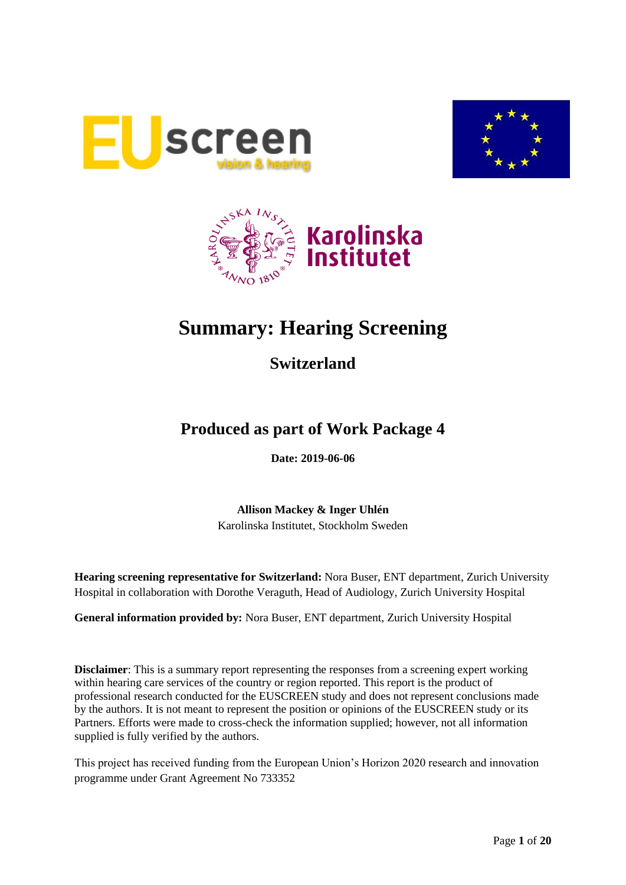# Summary: Hearing Screening

## Switzerland

## Produced as part of Work Package 4

**Date: 2019-06-06**

**Allison Mackey & Inger Uhlén**
Karolinska Institutet, Stockholm Sweden

**Hearing screening representative for Switzerland:** Nora Buser, ENT department, Zurich University Hospital in collaboration with Dorothe Veraguth, Head of Audiology, Zurich University Hospital

**General information provided by:** Nora Buser, ENT department, Zurich University Hospital

**Disclaimer**: This is a summary report representing the responses from a screening expert working within hearing care services of the country or region reported. This report is the product of professional research conducted for the EUSCREEN study and does not represent conclusions made by the authors. It is not meant to represent the position or opinions of the EUSCREEN study or its Partners. Efforts were made to cross-check the information supplied; however, not all information supplied is fully verified by the authors.

This project has received funding from the European Union's Horizon 2020 research and innovation programme under Grant Agreement No 733352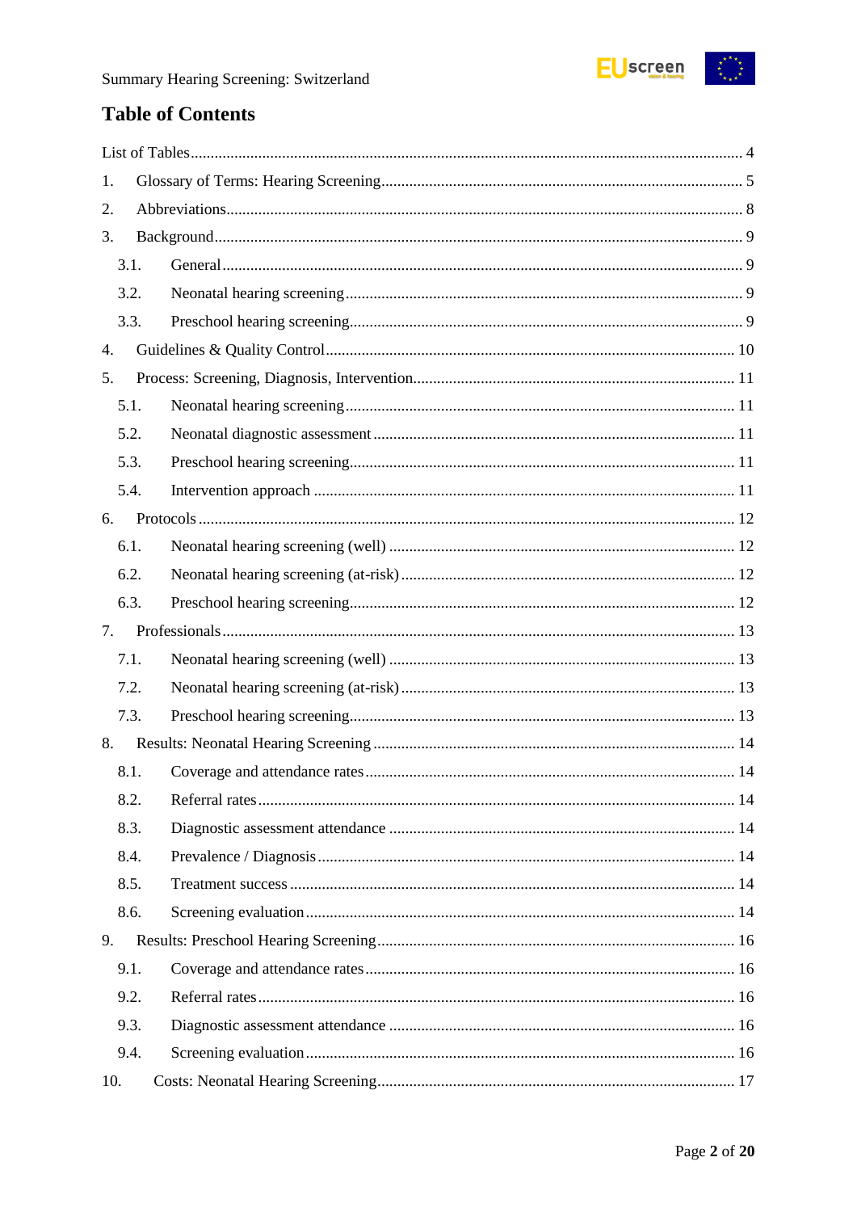## Table of Contents

List of Tables ... 4

1. Glossary of Terms: Hearing Screening ... 5
2. Abbreviations ... 8
3. Background ... 9
   - 3.1. General ... 9
   - 3.2. Neonatal hearing screening ... 9
   - 3.3. Preschool hearing screening ... 9
4. Guidelines & Quality Control ... 10
5. Process: Screening, Diagnosis, Intervention ... 11
   - 5.1. Neonatal hearing screening ... 11
   - 5.2. Neonatal diagnostic assessment ... 11
   - 5.3. Preschool hearing screening ... 11
   - 5.4. Intervention approach ... 11
6. Protocols ... 12
   - 6.1. Neonatal hearing screening (well) ... 12
   - 6.2. Neonatal hearing screening (at-risk) ... 12
   - 6.3. Preschool hearing screening ... 12
7. Professionals ... 13
   - 7.1. Neonatal hearing screening (well) ... 13
   - 7.2. Neonatal hearing screening (at-risk) ... 13
   - 7.3. Preschool hearing screening ... 13
8. Results: Neonatal Hearing Screening ... 14
   - 8.1. Coverage and attendance rates ... 14
   - 8.2. Referral rates ... 14
   - 8.3. Diagnostic assessment attendance ... 14
   - 8.4. Prevalence / Diagnosis ... 14
   - 8.5. Treatment success ... 14
   - 8.6. Screening evaluation ... 14
9. Results: Preschool Hearing Screening ... 16
   - 9.1. Coverage and attendance rates ... 16
   - 9.2. Referral rates ... 16
   - 9.3. Diagnostic assessment attendance ... 16
   - 9.4. Screening evaluation ... 16
10. Costs: Neonatal Hearing Screening ... 17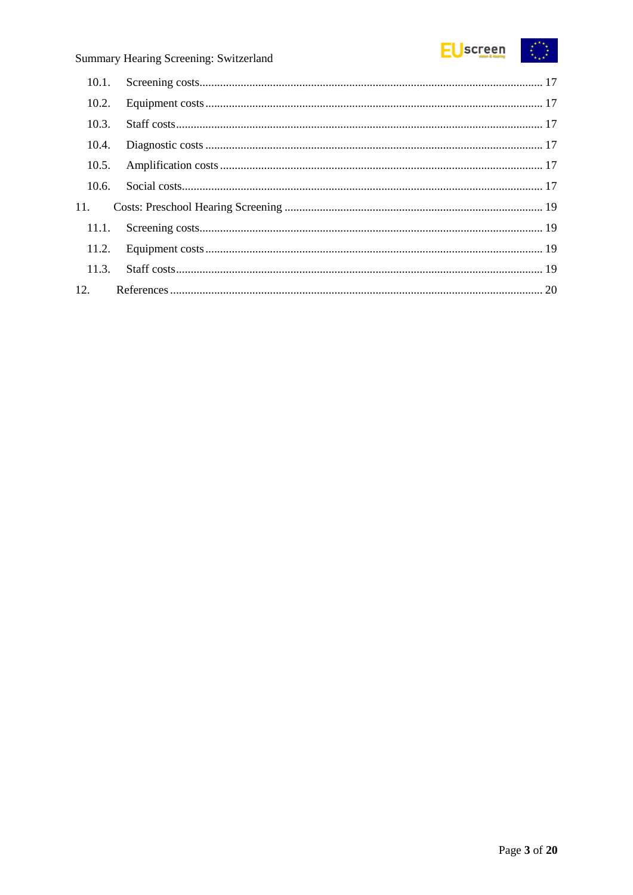- 10.1. Screening costs .................................................. 17
- 10.2. Equipment costs .................................................. 17
- 10.3. Staff costs .................................................. 17
- 10.4. Diagnostic costs .................................................. 17
- 10.5. Amplification costs .................................................. 17
- 10.6. Social costs .................................................. 17

11. Costs: Preschool Hearing Screening .................................................. 19

- 11.1. Screening costs .................................................. 19
- 11.2. Equipment costs .................................................. 19
- 11.3. Staff costs .................................................. 19

12. References .................................................. 20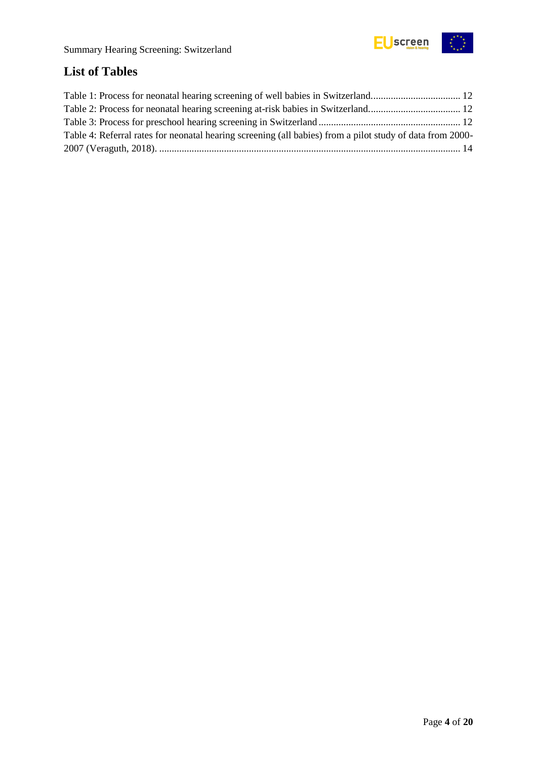## List of Tables

Table 1: Process for neonatal hearing screening of well babies in Switzerland.................................... 12
Table 2: Process for neonatal hearing screening at-risk babies in Switzerland..................................... 12
Table 3: Process for preschool hearing screening in Switzerland ......................................................... 12
Table 4: Referral rates for neonatal hearing screening (all babies) from a pilot study of data from 2000-2007 (Veraguth, 2018). ........................................................................................................................ 14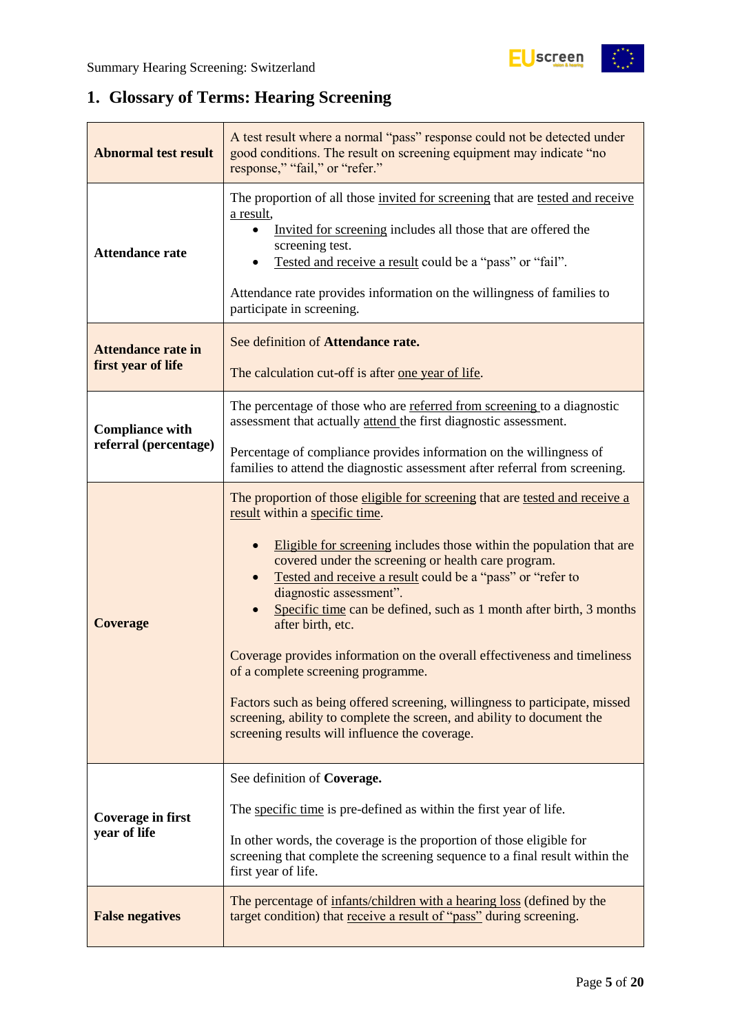## 1. Glossary of Terms: Hearing Screening

| | |
|---|---|
| **Abnormal test result** | A test result where a normal "pass" response could not be detected under good conditions. The result on screening equipment may indicate "no response," "fail," or "refer." |
| **Attendance rate** | The proportion of all those invited for screening that are tested and receive a result,<br>• Invited for screening includes all those that are offered the screening test.<br>• Tested and receive a result could be a "pass" or "fail".<br><br>Attendance rate provides information on the willingness of families to participate in screening. |
| **Attendance rate in first year of life** | See definition of **Attendance rate.**<br><br>The calculation cut-off is after one year of life. |
| **Compliance with referral (percentage)** | The percentage of those who are referred from screening to a diagnostic assessment that actually attend the first diagnostic assessment.<br><br>Percentage of compliance provides information on the willingness of families to attend the diagnostic assessment after referral from screening. |
| **Coverage** | The proportion of those eligible for screening that are tested and receive a result within a specific time.<br><br>• Eligible for screening includes those within the population that are covered under the screening or health care program.<br>• Tested and receive a result could be a "pass" or "refer to diagnostic assessment".<br>• Specific time can be defined, such as 1 month after birth, 3 months after birth, etc.<br><br>Coverage provides information on the overall effectiveness and timeliness of a complete screening programme.<br><br>Factors such as being offered screening, willingness to participate, missed screening, ability to complete the screen, and ability to document the screening results will influence the coverage. |
| **Coverage in first year of life** | See definition of **Coverage.**<br><br>The specific time is pre-defined as within the first year of life.<br><br>In other words, the coverage is the proportion of those eligible for screening that complete the screening sequence to a final result within the first year of life. |
| **False negatives** | The percentage of infants/children with a hearing loss (defined by the target condition) that receive a result of "pass" during screening. |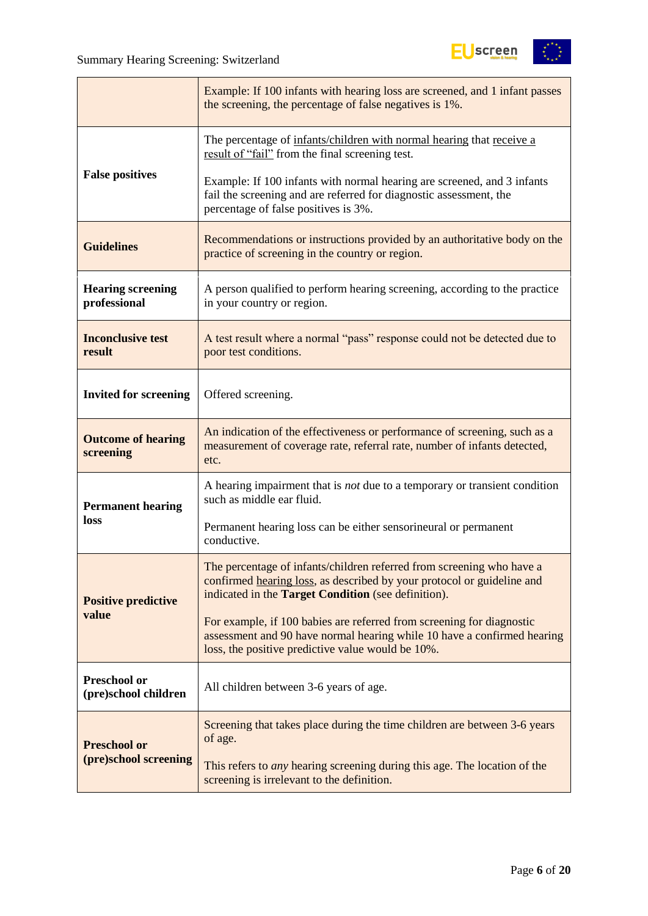| | |
|---|---|
| | Example: If 100 infants with hearing loss are screened, and 1 infant passes the screening, the percentage of false negatives is 1%. |
| **False positives** | The percentage of infants/children with normal hearing that receive a result of "fail" from the final screening test.<br><br>Example: If 100 infants with normal hearing are screened, and 3 infants fail the screening and are referred for diagnostic assessment, the percentage of false positives is 3%. |
| **Guidelines** | Recommendations or instructions provided by an authoritative body on the practice of screening in the country or region. |
| **Hearing screening professional** | A person qualified to perform hearing screening, according to the practice in your country or region. |
| **Inconclusive test result** | A test result where a normal "pass" response could not be detected due to poor test conditions. |
| **Invited for screening** | Offered screening. |
| **Outcome of hearing screening** | An indication of the effectiveness or performance of screening, such as a measurement of coverage rate, referral rate, number of infants detected, etc. |
| **Permanent hearing loss** | A hearing impairment that is *not* due to a temporary or transient condition such as middle ear fluid.<br><br>Permanent hearing loss can be either sensorineural or permanent conductive. |
| **Positive predictive value** | The percentage of infants/children referred from screening who have a confirmed hearing loss, as described by your protocol or guideline and indicated in the **Target Condition** (see definition).<br><br>For example, if 100 babies are referred from screening for diagnostic assessment and 90 have normal hearing while 10 have a confirmed hearing loss, the positive predictive value would be 10%. |
| **Preschool or (pre)school children** | All children between 3-6 years of age. |
| **Preschool or (pre)school screening** | Screening that takes place during the time children are between 3-6 years of age.<br><br>This refers to *any* hearing screening during this age. The location of the screening is irrelevant to the definition. |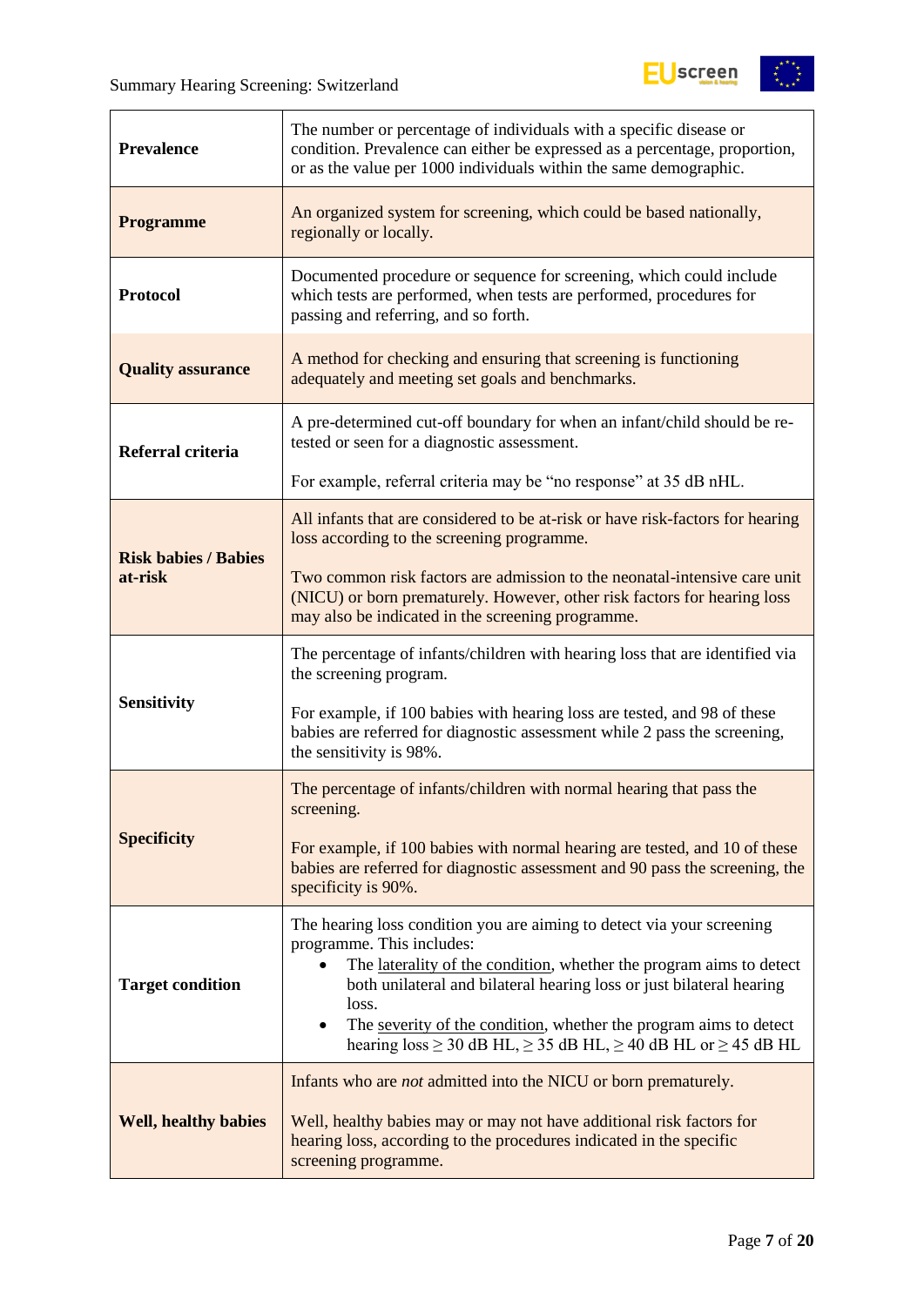| | |
|---|---|
| **Prevalence** | The number or percentage of individuals with a specific disease or condition. Prevalence can either be expressed as a percentage, proportion, or as the value per 1000 individuals within the same demographic. |
| **Programme** | An organized system for screening, which could be based nationally, regionally or locally. |
| **Protocol** | Documented procedure or sequence for screening, which could include which tests are performed, when tests are performed, procedures for passing and referring, and so forth. |
| **Quality assurance** | A method for checking and ensuring that screening is functioning adequately and meeting set goals and benchmarks. |
| **Referral criteria** | A pre-determined cut-off boundary for when an infant/child should be re-tested or seen for a diagnostic assessment.<br><br>For example, referral criteria may be “no response” at 35 dB nHL. |
| **Risk babies / Babies at-risk** | All infants that are considered to be at-risk or have risk-factors for hearing loss according to the screening programme.<br><br>Two common risk factors are admission to the neonatal-intensive care unit (NICU) or born prematurely. However, other risk factors for hearing loss may also be indicated in the screening programme. |
| **Sensitivity** | The percentage of infants/children with hearing loss that are identified via the screening program.<br><br>For example, if 100 babies with hearing loss are tested, and 98 of these babies are referred for diagnostic assessment while 2 pass the screening, the sensitivity is 98%. |
| **Specificity** | The percentage of infants/children with normal hearing that pass the screening.<br><br>For example, if 100 babies with normal hearing are tested, and 10 of these babies are referred for diagnostic assessment and 90 pass the screening, the specificity is 90%. |
| **Target condition** | The hearing loss condition you are aiming to detect via your screening programme. This includes:<br>• The laterality of the condition, whether the program aims to detect both unilateral and bilateral hearing loss or just bilateral hearing loss.<br>• The severity of the condition, whether the program aims to detect hearing loss ≥ 30 dB HL, ≥ 35 dB HL, ≥ 40 dB HL or ≥ 45 dB HL |
| **Well, healthy babies** | Infants who are *not* admitted into the NICU or born prematurely.<br><br>Well, healthy babies may or may not have additional risk factors for hearing loss, according to the procedures indicated in the specific screening programme. |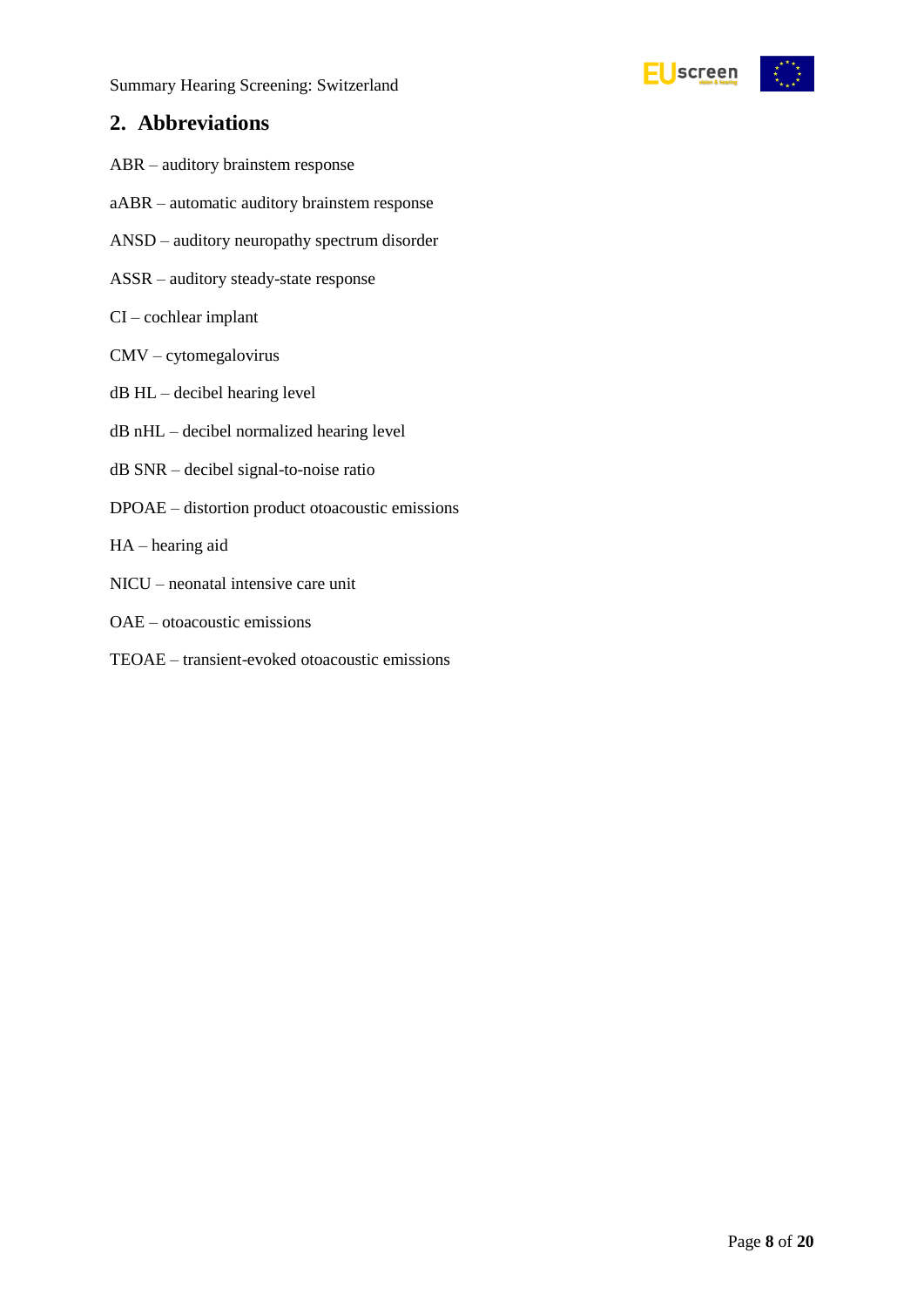## 2. Abbreviations

ABR – auditory brainstem response

aABR – automatic auditory brainstem response

ANSD – auditory neuropathy spectrum disorder

ASSR – auditory steady-state response

CI – cochlear implant

CMV – cytomegalovirus

dB HL – decibel hearing level

dB nHL – decibel normalized hearing level

dB SNR – decibel signal-to-noise ratio

DPOAE – distortion product otoacoustic emissions

HA – hearing aid

NICU – neonatal intensive care unit

OAE – otoacoustic emissions

TEOAE – transient-evoked otoacoustic emissions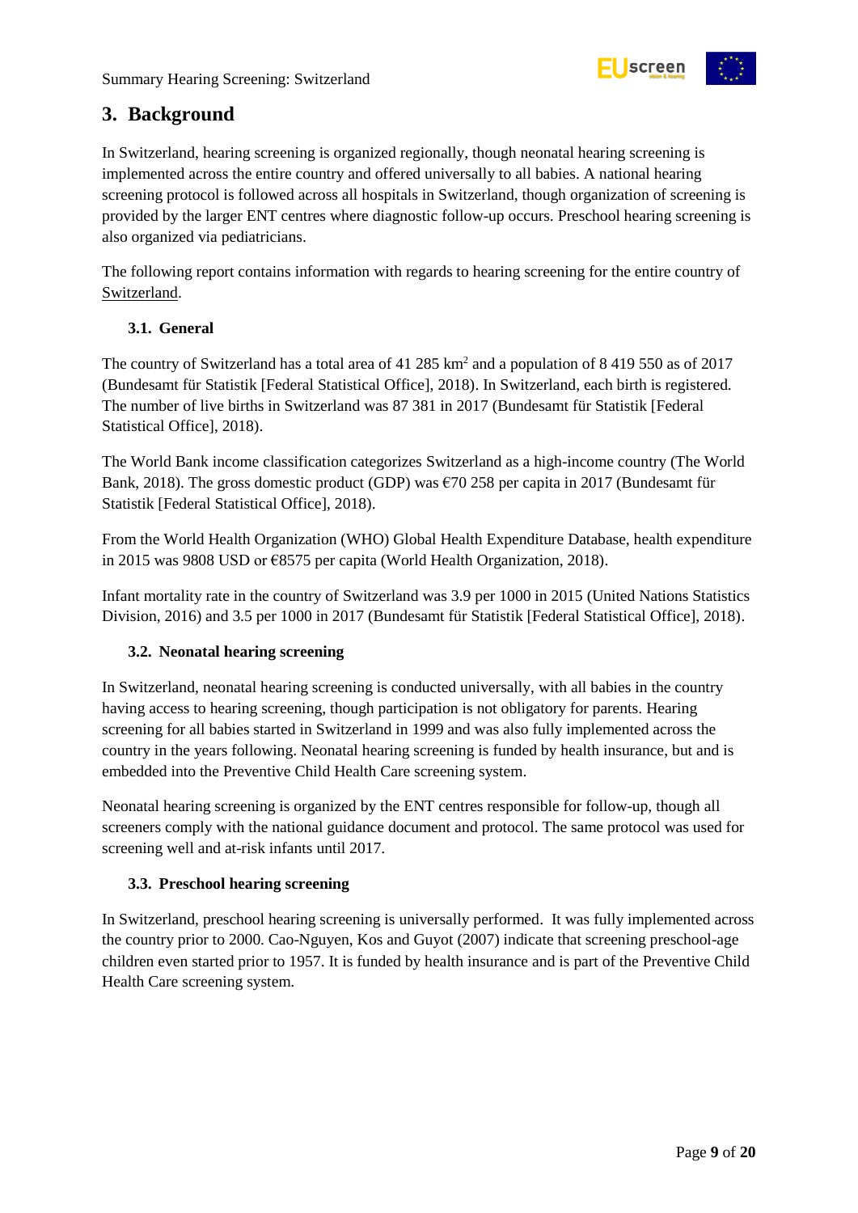## 3. Background

In Switzerland, hearing screening is organized regionally, though neonatal hearing screening is implemented across the entire country and offered universally to all babies. A national hearing screening protocol is followed across all hospitals in Switzerland, though organization of screening is provided by the larger ENT centres where diagnostic follow-up occurs. Preschool hearing screening is also organized via pediatricians.

The following report contains information with regards to hearing screening for the entire country of Switzerland.

### 3.1. General

The country of Switzerland has a total area of 41 285 km$^2$ and a population of 8 419 550 as of 2017 (Bundesamt für Statistik [Federal Statistical Office], 2018). In Switzerland, each birth is registered. The number of live births in Switzerland was 87 381 in 2017 (Bundesamt für Statistik [Federal Statistical Office], 2018).

The World Bank income classification categorizes Switzerland as a high-income country (The World Bank, 2018). The gross domestic product (GDP) was €70 258 per capita in 2017 (Bundesamt für Statistik [Federal Statistical Office], 2018).

From the World Health Organization (WHO) Global Health Expenditure Database, health expenditure in 2015 was 9808 USD or €8575 per capita (World Health Organization, 2018).

Infant mortality rate in the country of Switzerland was 3.9 per 1000 in 2015 (United Nations Statistics Division, 2016) and 3.5 per 1000 in 2017 (Bundesamt für Statistik [Federal Statistical Office], 2018).

### 3.2. Neonatal hearing screening

In Switzerland, neonatal hearing screening is conducted universally, with all babies in the country having access to hearing screening, though participation is not obligatory for parents. Hearing screening for all babies started in Switzerland in 1999 and was also fully implemented across the country in the years following. Neonatal hearing screening is funded by health insurance, but and is embedded into the Preventive Child Health Care screening system.

Neonatal hearing screening is organized by the ENT centres responsible for follow-up, though all screeners comply with the national guidance document and protocol. The same protocol was used for screening well and at-risk infants until 2017.

### 3.3. Preschool hearing screening

In Switzerland, preschool hearing screening is universally performed. It was fully implemented across the country prior to 2000. Cao-Nguyen, Kos and Guyot (2007) indicate that screening preschool-age children even started prior to 1957. It is funded by health insurance and is part of the Preventive Child Health Care screening system.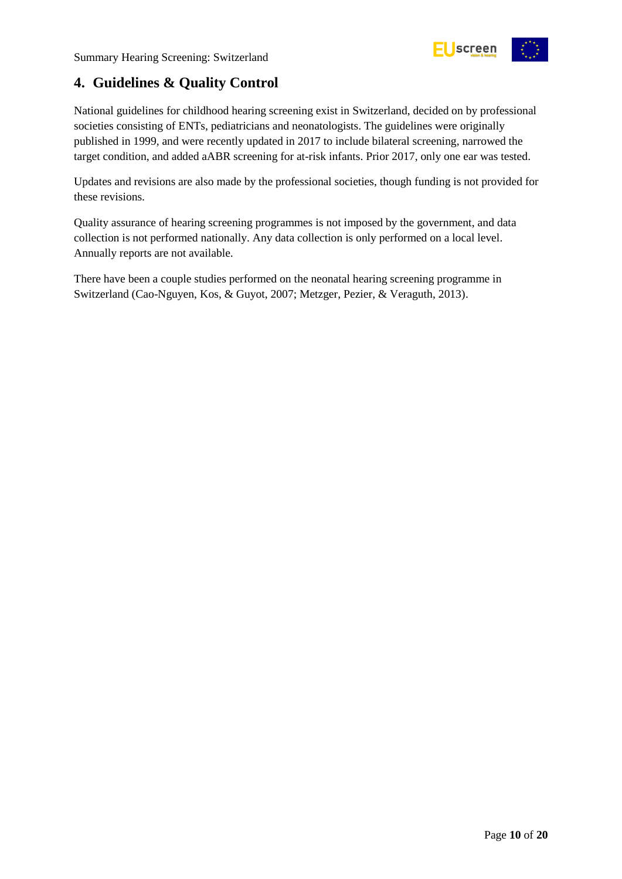## 4. Guidelines & Quality Control

National guidelines for childhood hearing screening exist in Switzerland, decided on by professional societies consisting of ENTs, pediatricians and neonatologists. The guidelines were originally published in 1999, and were recently updated in 2017 to include bilateral screening, narrowed the target condition, and added aABR screening for at-risk infants. Prior 2017, only one ear was tested.

Updates and revisions are also made by the professional societies, though funding is not provided for these revisions.

Quality assurance of hearing screening programmes is not imposed by the government, and data collection is not performed nationally. Any data collection is only performed on a local level. Annually reports are not available.

There have been a couple studies performed on the neonatal hearing screening programme in Switzerland (Cao-Nguyen, Kos, & Guyot, 2007; Metzger, Pezier, & Veraguth, 2013).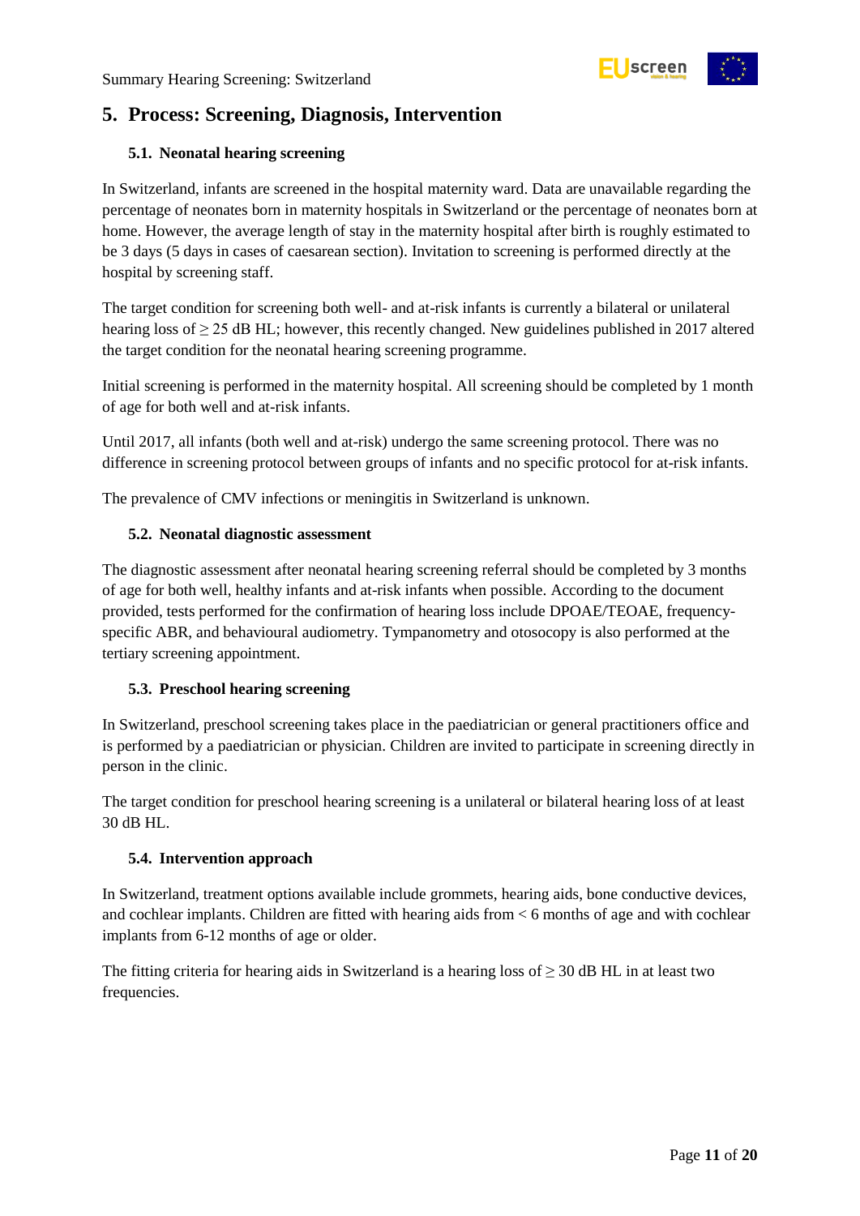## 5. Process: Screening, Diagnosis, Intervention

### 5.1. Neonatal hearing screening

In Switzerland, infants are screened in the hospital maternity ward. Data are unavailable regarding the percentage of neonates born in maternity hospitals in Switzerland or the percentage of neonates born at home. However, the average length of stay in the maternity hospital after birth is roughly estimated to be 3 days (5 days in cases of caesarean section). Invitation to screening is performed directly at the hospital by screening staff.

The target condition for screening both well- and at-risk infants is currently a bilateral or unilateral hearing loss of ≥ 25 dB HL; however, this recently changed. New guidelines published in 2017 altered the target condition for the neonatal hearing screening programme.

Initial screening is performed in the maternity hospital. All screening should be completed by 1 month of age for both well and at-risk infants.

Until 2017, all infants (both well and at-risk) undergo the same screening protocol. There was no difference in screening protocol between groups of infants and no specific protocol for at-risk infants.

The prevalence of CMV infections or meningitis in Switzerland is unknown.

### 5.2. Neonatal diagnostic assessment

The diagnostic assessment after neonatal hearing screening referral should be completed by 3 months of age for both well, healthy infants and at-risk infants when possible. According to the document provided, tests performed for the confirmation of hearing loss include DPOAE/TEOAE, frequency-specific ABR, and behavioural audiometry. Tympanometry and otosocopy is also performed at the tertiary screening appointment.

### 5.3. Preschool hearing screening

In Switzerland, preschool screening takes place in the paediatrician or general practitioners office and is performed by a paediatrician or physician. Children are invited to participate in screening directly in person in the clinic.

The target condition for preschool hearing screening is a unilateral or bilateral hearing loss of at least 30 dB HL.

### 5.4. Intervention approach

In Switzerland, treatment options available include grommets, hearing aids, bone conductive devices, and cochlear implants. Children are fitted with hearing aids from < 6 months of age and with cochlear implants from 6-12 months of age or older.

The fitting criteria for hearing aids in Switzerland is a hearing loss of ≥ 30 dB HL in at least two frequencies.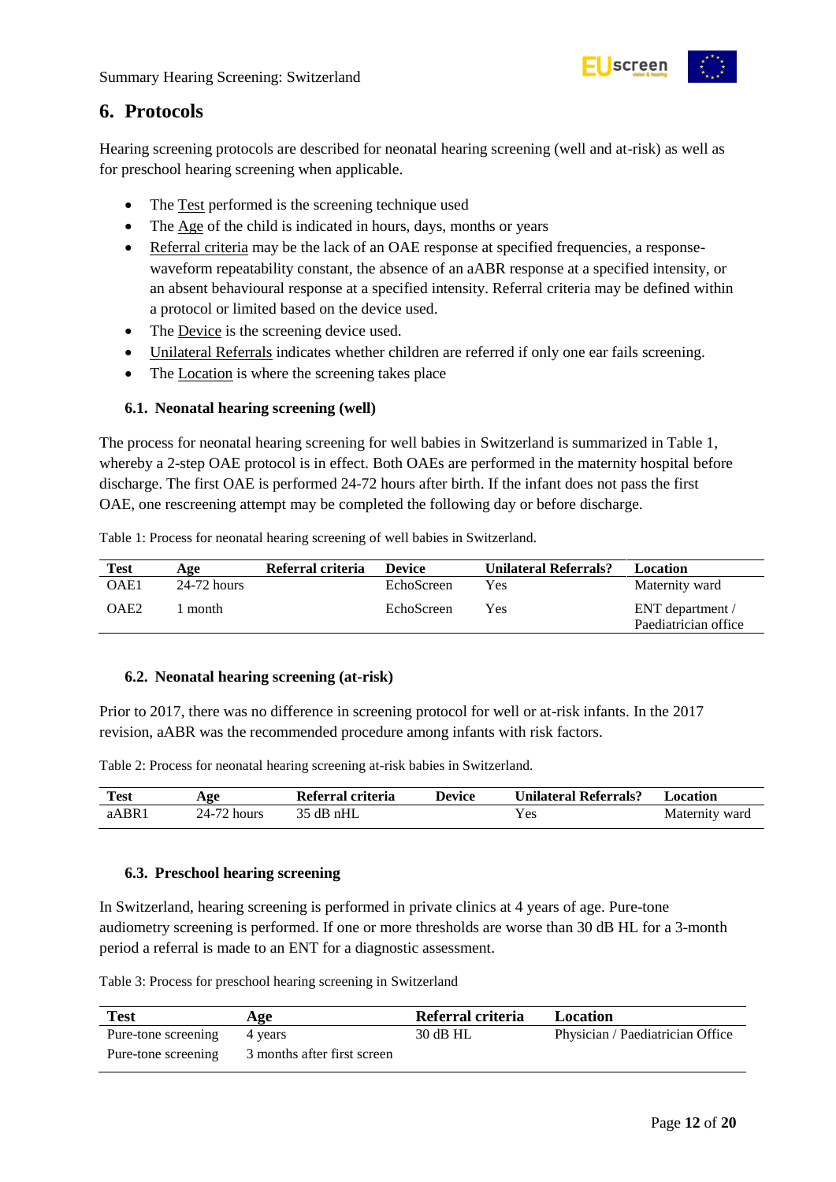## 6. Protocols

Hearing screening protocols are described for neonatal hearing screening (well and at-risk) as well as for preschool hearing screening when applicable.

- The Test performed is the screening technique used
- The Age of the child is indicated in hours, days, months or years
- Referral criteria may be the lack of an OAE response at specified frequencies, a response-waveform repeatability constant, the absence of an aABR response at a specified intensity, or an absent behavioural response at a specified intensity. Referral criteria may be defined within a protocol or limited based on the device used.
- The Device is the screening device used.
- Unilateral Referrals indicates whether children are referred if only one ear fails screening.
- The Location is where the screening takes place

### 6.1. Neonatal hearing screening (well)

The process for neonatal hearing screening for well babies in Switzerland is summarized in Table 1, whereby a 2-step OAE protocol is in effect. Both OAEs are performed in the maternity hospital before discharge. The first OAE is performed 24-72 hours after birth. If the infant does not pass the first OAE, one rescreening attempt may be completed the following day or before discharge.

Table 1: Process for neonatal hearing screening of well babies in Switzerland.

| Test | Age | Referral criteria | Device | Unilateral Referrals? | Location |
|---|---|---|---|---|---|
| OAE1 | 24-72 hours | | EchoScreen | Yes | Maternity ward |
| OAE2 | 1 month | | EchoScreen | Yes | ENT department / Paediatrician office |

### 6.2. Neonatal hearing screening (at-risk)

Prior to 2017, there was no difference in screening protocol for well or at-risk infants. In the 2017 revision, aABR was the recommended procedure among infants with risk factors.

Table 2: Process for neonatal hearing screening at-risk babies in Switzerland.

| Test | Age | Referral criteria | Device | Unilateral Referrals? | Location |
|---|---|---|---|---|---|
| aABR1 | 24-72 hours | 35 dB nHL | | Yes | Maternity ward |

### 6.3. Preschool hearing screening

In Switzerland, hearing screening is performed in private clinics at 4 years of age. Pure-tone audiometry screening is performed. If one or more thresholds are worse than 30 dB HL for a 3-month period a referral is made to an ENT for a diagnostic assessment.

Table 3: Process for preschool hearing screening in Switzerland

| Test | Age | Referral criteria | Location |
|---|---|---|---|
| Pure-tone screening | 4 years | 30 dB HL | Physician / Paediatrician Office |
| Pure-tone screening | 3 months after first screen | | |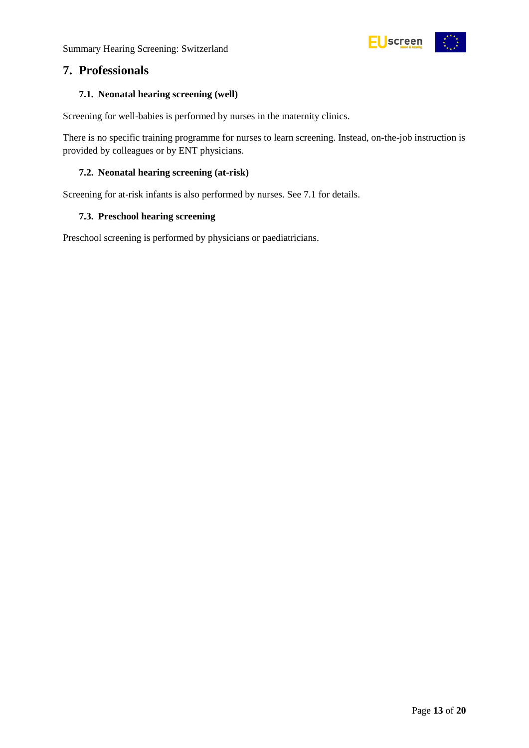## 7. Professionals

### 7.1. Neonatal hearing screening (well)

Screening for well-babies is performed by nurses in the maternity clinics.

There is no specific training programme for nurses to learn screening. Instead, on-the-job instruction is provided by colleagues or by ENT physicians.

### 7.2. Neonatal hearing screening (at-risk)

Screening for at-risk infants is also performed by nurses. See 7.1 for details.

### 7.3. Preschool hearing screening

Preschool screening is performed by physicians or paediatricians.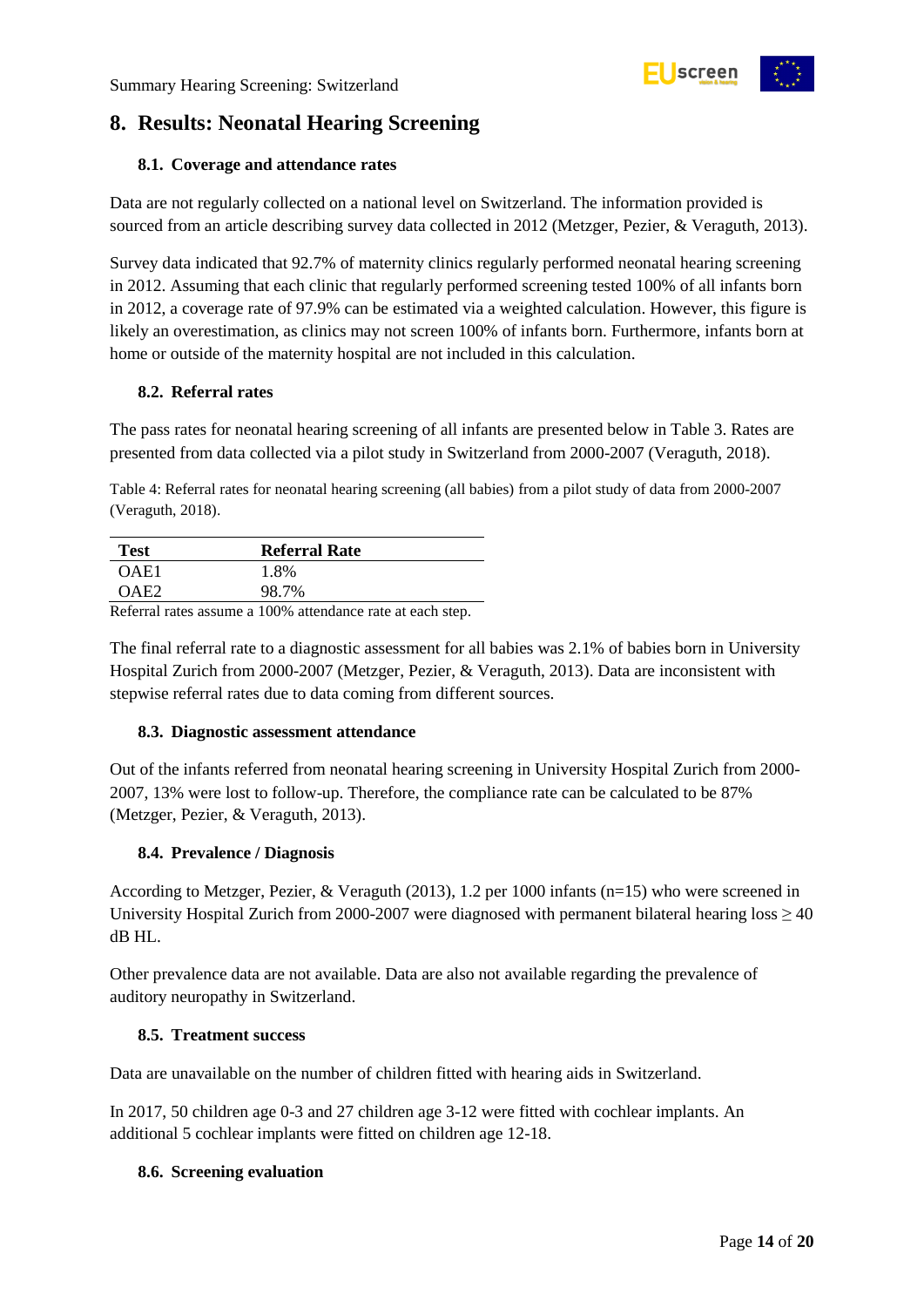# 8. Results: Neonatal Hearing Screening

## 8.1. Coverage and attendance rates

Data are not regularly collected on a national level on Switzerland. The information provided is sourced from an article describing survey data collected in 2012 (Metzger, Pezier, & Veraguth, 2013).

Survey data indicated that 92.7% of maternity clinics regularly performed neonatal hearing screening in 2012. Assuming that each clinic that regularly performed screening tested 100% of all infants born in 2012, a coverage rate of 97.9% can be estimated via a weighted calculation. However, this figure is likely an overestimation, as clinics may not screen 100% of infants born. Furthermore, infants born at home or outside of the maternity hospital are not included in this calculation.

## 8.2. Referral rates

The pass rates for neonatal hearing screening of all infants are presented below in Table 3. Rates are presented from data collected via a pilot study in Switzerland from 2000-2007 (Veraguth, 2018).

Table 4: Referral rates for neonatal hearing screening (all babies) from a pilot study of data from 2000-2007 (Veraguth, 2018).

| Test | Referral Rate |
|---|---|
| OAE1 | 1.8% |
| OAE2 | 98.7% |

Referral rates assume a 100% attendance rate at each step.

The final referral rate to a diagnostic assessment for all babies was 2.1% of babies born in University Hospital Zurich from 2000-2007 (Metzger, Pezier, & Veraguth, 2013). Data are inconsistent with stepwise referral rates due to data coming from different sources.

## 8.3. Diagnostic assessment attendance

Out of the infants referred from neonatal hearing screening in University Hospital Zurich from 2000-2007, 13% were lost to follow-up. Therefore, the compliance rate can be calculated to be 87% (Metzger, Pezier, & Veraguth, 2013).

## 8.4. Prevalence / Diagnosis

According to Metzger, Pezier, & Veraguth (2013), 1.2 per 1000 infants (n=15) who were screened in University Hospital Zurich from 2000-2007 were diagnosed with permanent bilateral hearing loss ≥ 40 dB HL.

Other prevalence data are not available. Data are also not available regarding the prevalence of auditory neuropathy in Switzerland.

## 8.5. Treatment success

Data are unavailable on the number of children fitted with hearing aids in Switzerland.

In 2017, 50 children age 0-3 and 27 children age 3-12 were fitted with cochlear implants. An additional 5 cochlear implants were fitted on children age 12-18.

## 8.6. Screening evaluation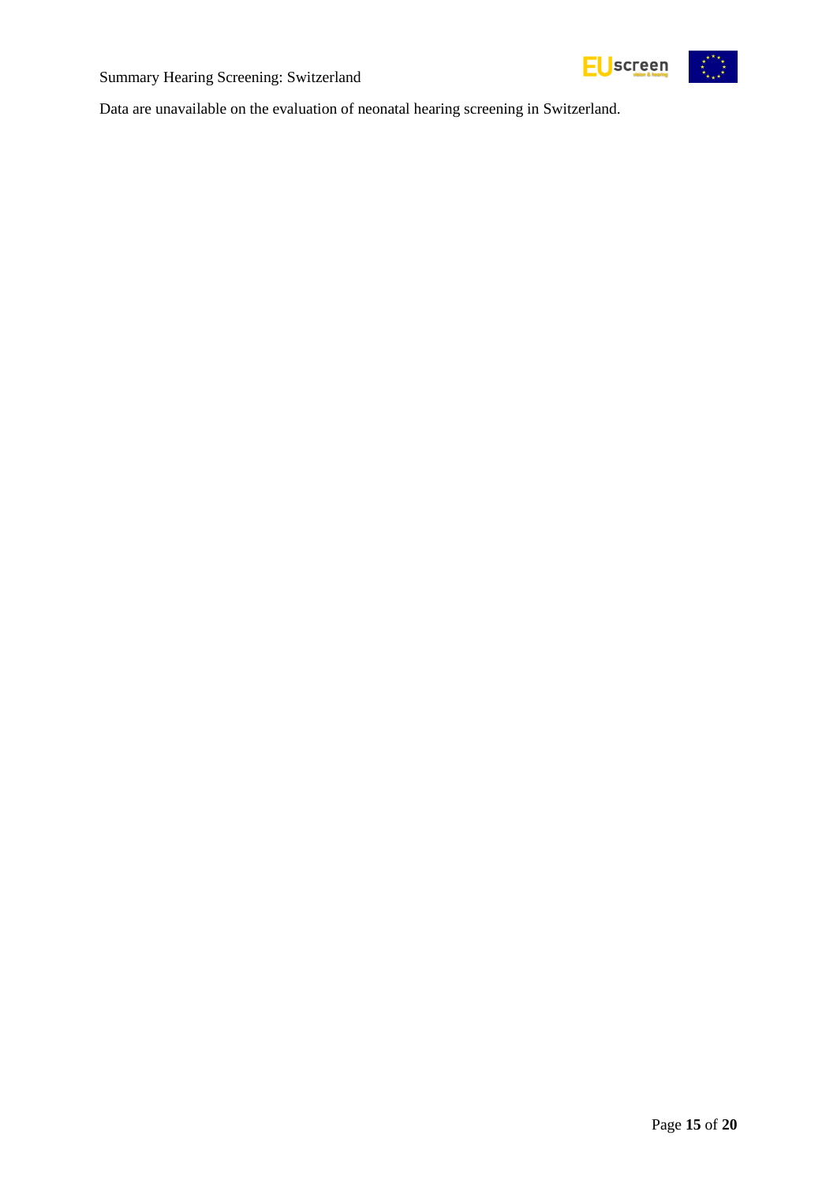Data are unavailable on the evaluation of neonatal hearing screening in Switzerland.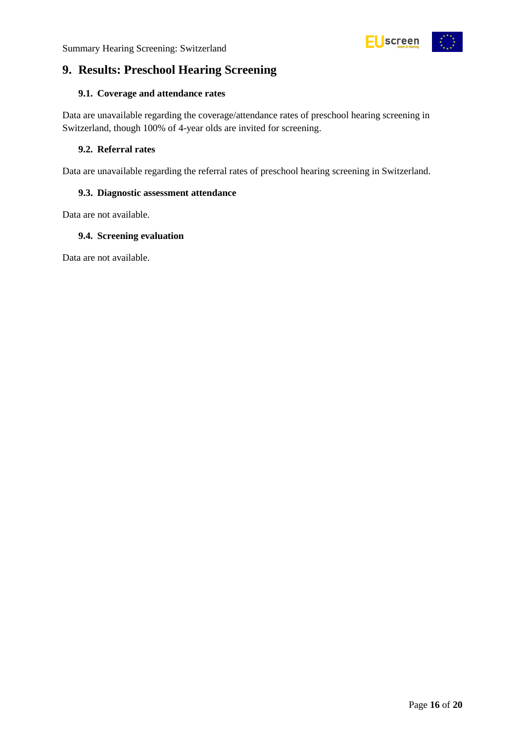# 9. Results: Preschool Hearing Screening

## 9.1. Coverage and attendance rates

Data are unavailable regarding the coverage/attendance rates of preschool hearing screening in Switzerland, though 100% of 4-year olds are invited for screening.

## 9.2. Referral rates

Data are unavailable regarding the referral rates of preschool hearing screening in Switzerland.

## 9.3. Diagnostic assessment attendance

Data are not available.

## 9.4. Screening evaluation

Data are not available.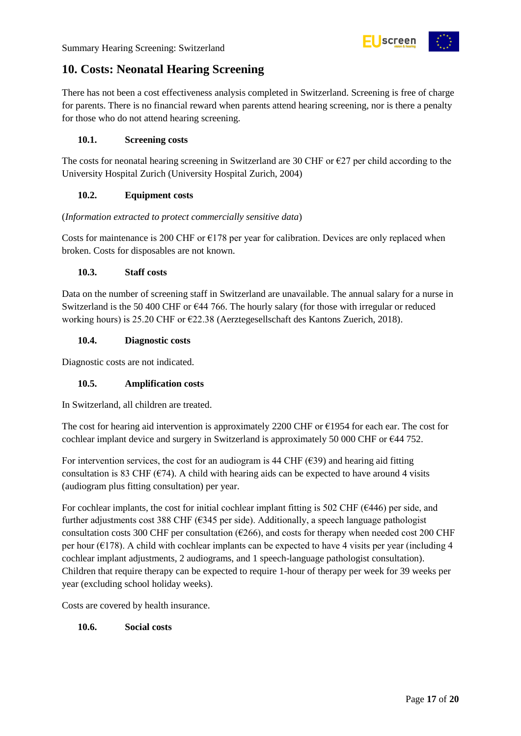## 10. Costs: Neonatal Hearing Screening

There has not been a cost effectiveness analysis completed in Switzerland. Screening is free of charge for parents. There is no financial reward when parents attend hearing screening, nor is there a penalty for those who do not attend hearing screening.

### 10.1. Screening costs

The costs for neonatal hearing screening in Switzerland are 30 CHF or €27 per child according to the University Hospital Zurich (University Hospital Zurich, 2004)

### 10.2. Equipment costs

(*Information extracted to protect commercially sensitive data*)

Costs for maintenance is 200 CHF or €178 per year for calibration. Devices are only replaced when broken. Costs for disposables are not known.

### 10.3. Staff costs

Data on the number of screening staff in Switzerland are unavailable. The annual salary for a nurse in Switzerland is the 50 400 CHF or €44 766. The hourly salary (for those with irregular or reduced working hours) is 25.20 CHF or €22.38 (Aerztegesellschaft des Kantons Zuerich, 2018).

### 10.4. Diagnostic costs

Diagnostic costs are not indicated.

### 10.5. Amplification costs

In Switzerland, all children are treated.

The cost for hearing aid intervention is approximately 2200 CHF or €1954 for each ear. The cost for cochlear implant device and surgery in Switzerland is approximately 50 000 CHF or €44 752.

For intervention services, the cost for an audiogram is 44 CHF (€39) and hearing aid fitting consultation is 83 CHF (€74). A child with hearing aids can be expected to have around 4 visits (audiogram plus fitting consultation) per year.

For cochlear implants, the cost for initial cochlear implant fitting is 502 CHF (€446) per side, and further adjustments cost 388 CHF (€345 per side). Additionally, a speech language pathologist consultation costs 300 CHF per consultation (€266), and costs for therapy when needed cost 200 CHF per hour (€178). A child with cochlear implants can be expected to have 4 visits per year (including 4 cochlear implant adjustments, 2 audiograms, and 1 speech-language pathologist consultation). Children that require therapy can be expected to require 1-hour of therapy per week for 39 weeks per year (excluding school holiday weeks).

Costs are covered by health insurance.

### 10.6. Social costs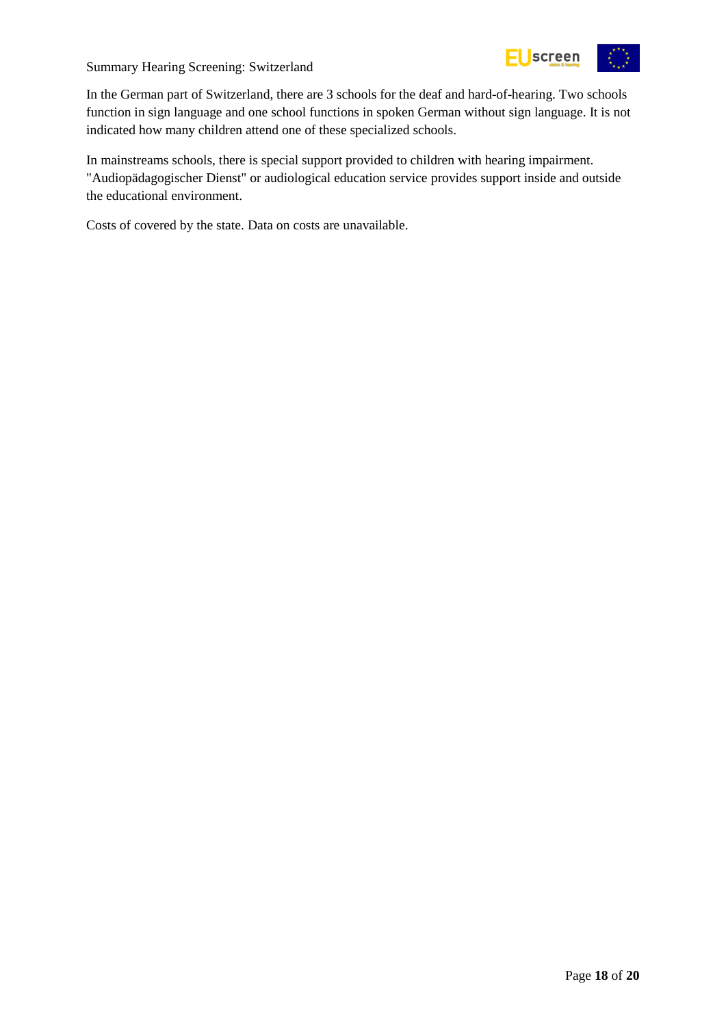In the German part of Switzerland, there are 3 schools for the deaf and hard-of-hearing. Two schools function in sign language and one school functions in spoken German without sign language. It is not indicated how many children attend one of these specialized schools.

In mainstreams schools, there is special support provided to children with hearing impairment. "Audiopädagogischer Dienst" or audiological education service provides support inside and outside the educational environment.

Costs of covered by the state. Data on costs are unavailable.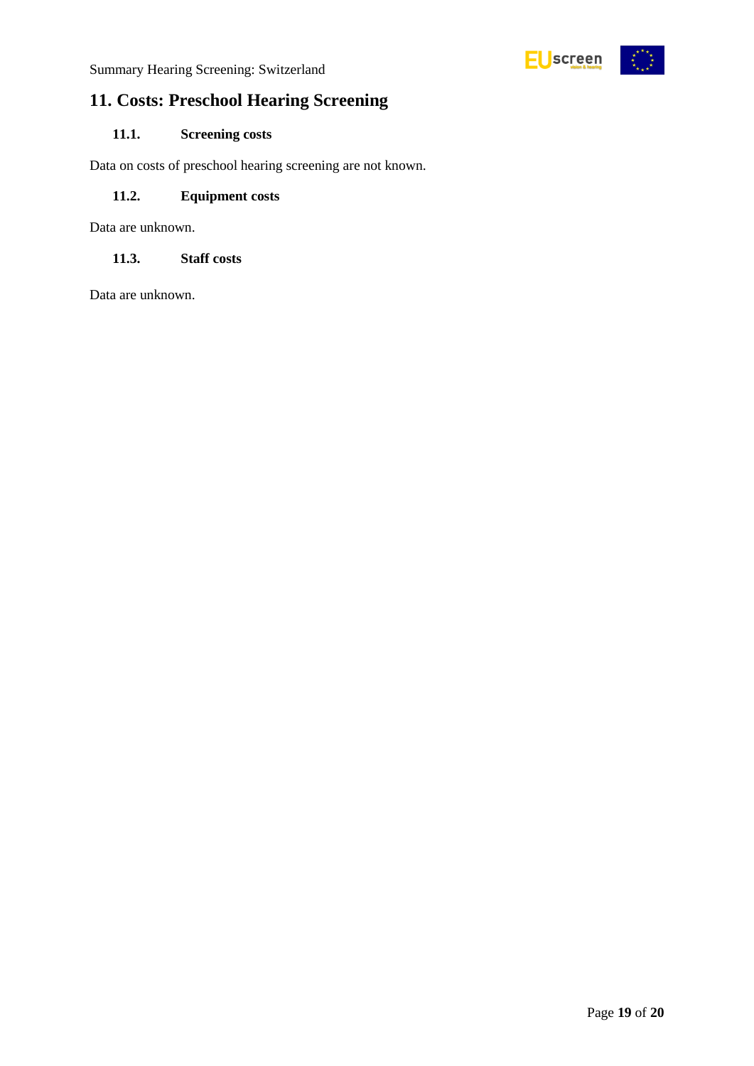# 11. Costs: Preschool Hearing Screening

## 11.1. Screening costs

Data on costs of preschool hearing screening are not known.

## 11.2. Equipment costs

Data are unknown.

## 11.3. Staff costs

Data are unknown.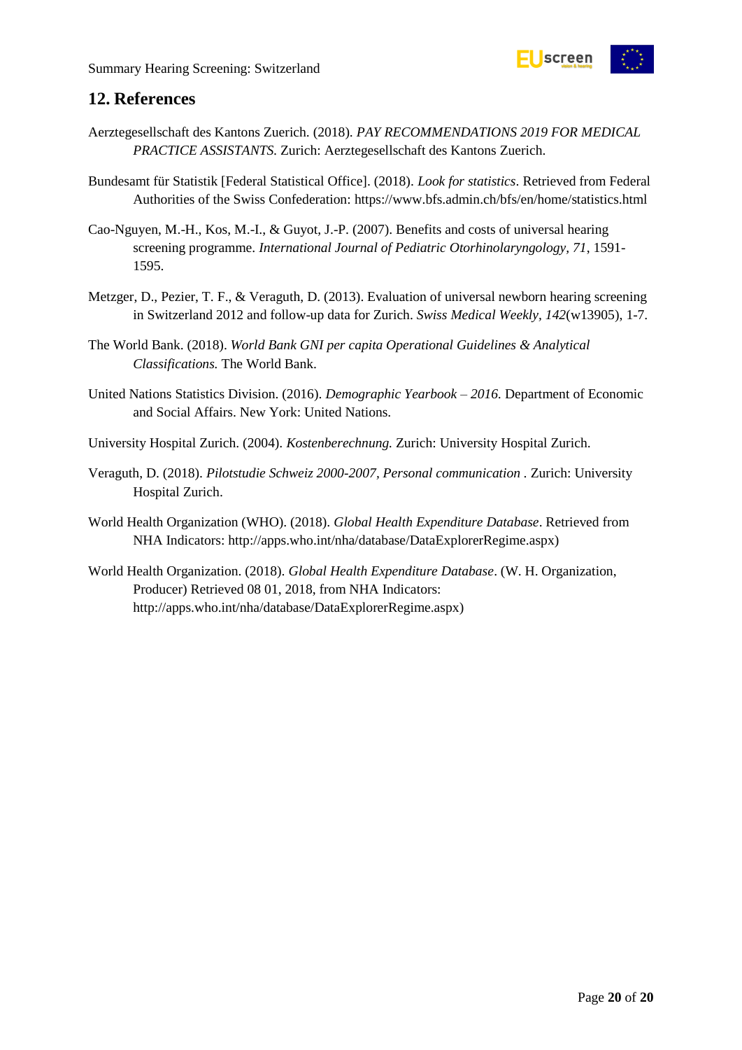## 12. References

Aerztegesellschaft des Kantons Zuerich. (2018). *PAY RECOMMENDATIONS 2019 FOR MEDICAL PRACTICE ASSISTANTS.* Zurich: Aerztegesellschaft des Kantons Zuerich.

Bundesamt für Statistik [Federal Statistical Office]. (2018). *Look for statistics*. Retrieved from Federal Authorities of the Swiss Confederation: https://www.bfs.admin.ch/bfs/en/home/statistics.html

Cao-Nguyen, M.-H., Kos, M.-I., & Guyot, J.-P. (2007). Benefits and costs of universal hearing screening programme. *International Journal of Pediatric Otorhinolaryngology, 71*, 1591-1595.

Metzger, D., Pezier, T. F., & Veraguth, D. (2013). Evaluation of universal newborn hearing screening in Switzerland 2012 and follow-up data for Zurich. *Swiss Medical Weekly, 142*(w13905), 1-7.

The World Bank. (2018). *World Bank GNI per capita Operational Guidelines & Analytical Classifications.* The World Bank.

United Nations Statistics Division. (2016). *Demographic Yearbook – 2016.* Department of Economic and Social Affairs. New York: United Nations.

University Hospital Zurich. (2004). *Kostenberechnung.* Zurich: University Hospital Zurich.

Veraguth, D. (2018). *Pilotstudie Schweiz 2000-2007, Personal communication* . Zurich: University Hospital Zurich.

World Health Organization (WHO). (2018). *Global Health Expenditure Database*. Retrieved from NHA Indicators: http://apps.who.int/nha/database/DataExplorerRegime.aspx)

World Health Organization. (2018). *Global Health Expenditure Database*. (W. H. Organization, Producer) Retrieved 08 01, 2018, from NHA Indicators: http://apps.who.int/nha/database/DataExplorerRegime.aspx)